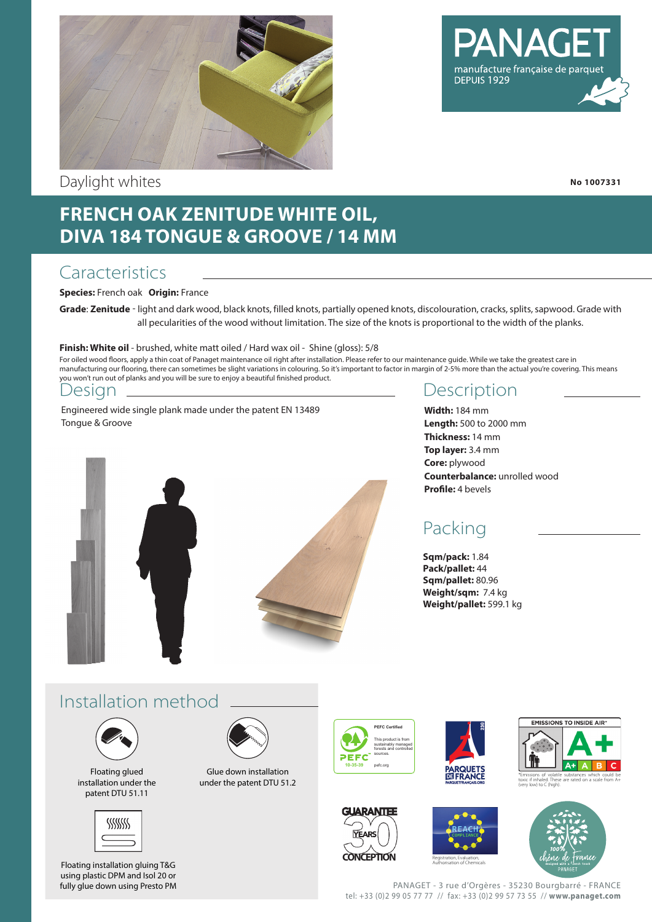PANAGET
manufacture française de parquet
DEPUIS 1929

Daylight whites

**No 1007331**

# FRENCH OAK ZENITUDE WHITE OIL, DIVA 184 TONGUE & GROOVE / 14 MM

## Caracteristics

**Species:** French oak **Origin:** France

**Grade**: **Zenitude** - light and dark wood, black knots, filled knots, partially opened knots, discolouration, cracks, splits, sapwood. Grade with all pecularities of the wood without limitation. The size of the knots is proportional to the width of the planks.

**Finish: White oil** - brushed, white matt oiled / Hard wax oil - Shine (gloss): 5/8

For oiled wood floors, apply a thin coat of Panaget maintenance oil right after installation. Please refer to our maintenance guide. While we take the greatest care in manufacturing our flooring, there can sometimes be slight variations in colouring. So it's important to factor in margin of 2-5% more than the actual you're covering. This means you won't run out of planks and you will be sure to enjoy a beautiful finished product.

## Design

Engineered wide single plank made under the patent EN 13489
Tongue & Groove

## Description

**Width:** 184 mm
**Length:** 500 to 2000 mm
**Thickness:** 14 mm
**Top layer:** 3.4 mm
**Core:** plywood
**Counterbalance:** unrolled wood
**Profile:** 4 bevels

## Packing

**Sqm/pack:** 1.84
**Pack/pallet:** 44
**Sqm/pallet:** 80.96
**Weight/sqm:** 7.4 kg
**Weight/pallet:** 599.1 kg

## Installation method

Floating glued installation under the patent DTU 51.11

Glue down installation under the patent DTU 51.2

Floating installation gluing T&G using plastic DPM and Isol 20 or fully glue down using Presto PM

PEFC Certified – This product is from sustainably managed forests and controlled sources. PEFC 10-35-39 pefc.org

PARQUETS DE FRANCE – PARQUETFRANCAIS.ORG

EMISSIONS TO INSIDE AIR* A+ A B C
*Emissions of volatile substances which could be toxic if inhaled. These are rated on a scale from A+ (very low) to C (high).

GUARANTEE 30 YEARS CONCEPTION

REACH COMPLIANCE – Registration, Evaluation, Authorisation of Chemicals

100% chêne de France – designed with a French touch – PANAGET

PANAGET - 3 rue d'Orgères - 35230 Bourgbarré - FRANCE
tel: +33 (0)2 99 05 77 77 // fax: +33 (0)2 99 57 73 55 // **www.panaget.com**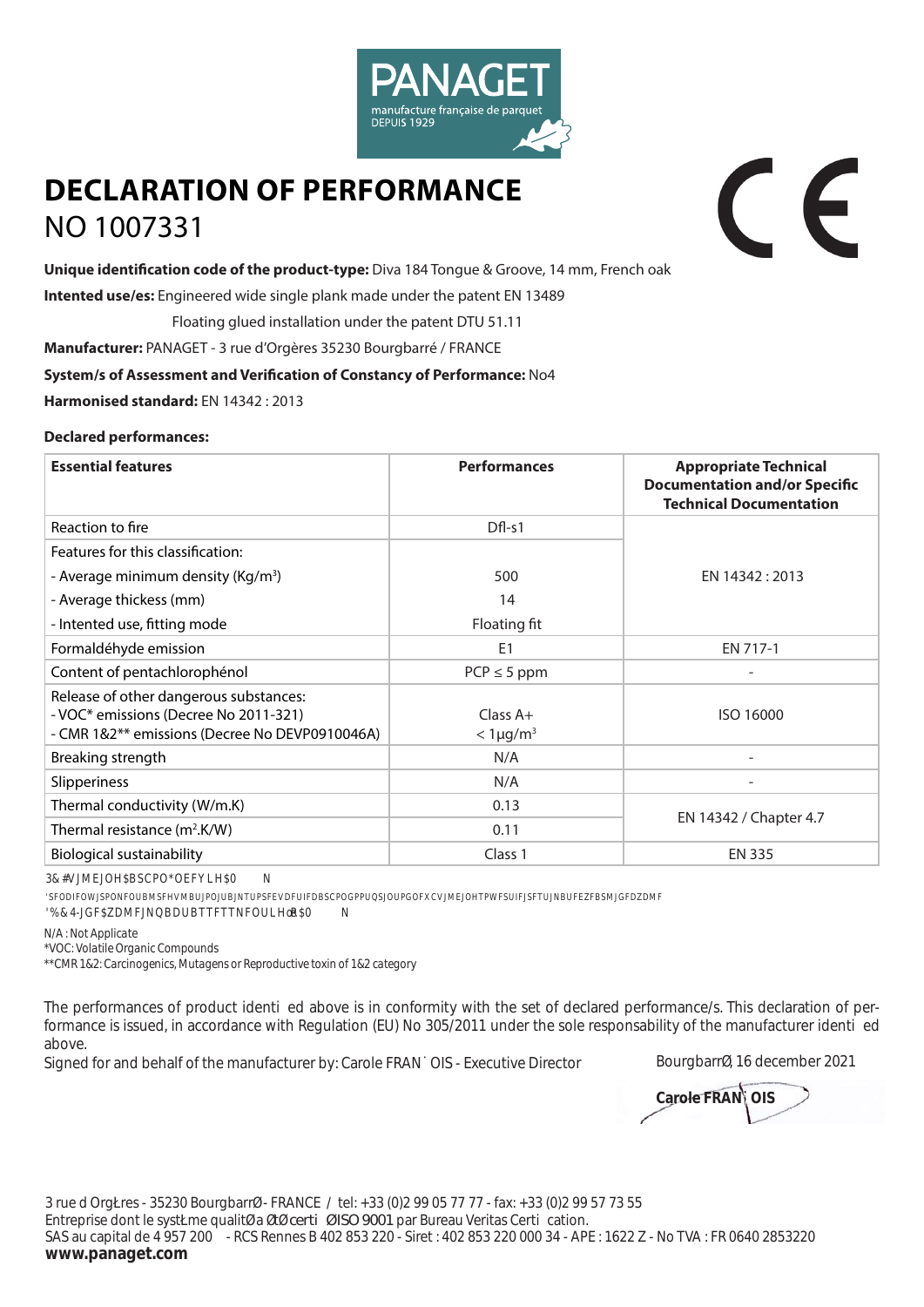PANAGET
manufacture française de parquet
DEPUIS 1929

# DECLARATION OF PERFORMANCE

## NO 1007331

CE

**Unique identification code of the product-type:** Diva 184 Tongue & Groove, 14 mm, French oak

**Intented use/es:** Engineered wide single plank made under the patent EN 13489

Floating glued installation under the patent DTU 51.11

**Manufacturer:** PANAGET - 3 rue d'Orgères 35230 Bourgbarré / FRANCE

**System/s of Assessment and Verification of Constancy of Performance:** No4

**Harmonised standard:** EN 14342 : 2013

**Declared performances:**

| Essential features | Performances | Appropriate Technical Documentation and/or Specific Technical Documentation |
|---|---|---|
| Reaction to fire | Dfl-s1 | EN 14342 : 2013 |
| Features for this classification: | | |
| - Average minimum density (Kg/m$^3$) | 500 | |
| - Average thickess (mm) | 14 | |
| - Intented use, fitting mode | Floating fit | |
| Formaldéhyde emission | E1 | EN 717-1 |
| Content of pentachlorophénol | PCP ≤ 5 ppm | - |
| Release of other dangerous substances:<br>- VOC* emissions (Decree No 2011-321)<br>- CMR 1&2** emissions (Decree No DEVP0910046A) | Class A+<br>< 1µg/m$^3$ | ISO 16000 |
| Breaking strength | N/A | - |
| Slipperiness | N/A | - |
| Thermal conductivity (W/m.K) | 0.13 | EN 14342 / Chapter 4.7 |
| Thermal resistance (m$^2$.K/W) | 0.11 | |
| Biological sustainability | Class 1 | EN 335 |

3&#VJMEJOH$BSCPO*OEFYLH$0 N

'SFODIFOWJSPONFOUBMSFHVMBUJPOJBJNTUPSFEVDFUIF DBSCPOGPPUQSJOUPGOFXCVJMEJOHTPWFSUIFJSFOUJSFMJGFDZDMF

'%&4-JGF$ZDMFJNQBDUBTTFTTNFOUH $0 N

N/A : Not Applicate

*VOC: Volatile Organic Compounds

**CMR 1&2: Carcinogenics, Mutagens or Reproductive toxin of 1&2 category

The performances of product identi ed above is in conformity with the set of declared performance/s. This declaration of performance is issued, in accordance with Regulation (EU) No 305/2011 under the sole responsability of the manufacturer identi ed above.

Signed for and behalf of the manufacturer by: Carole FRAN˙OIS - Executive Director

BourgbarrØ, 16 december 2021

Carole FRAN OIS

3 rue d OrgŁres - 35230 BourgbarrØ - FRANCE / tel: +33 (0)2 99 05 77 77 - fax: +33 (0)2 99 57 73 55

Entreprise dont le systŁme qualitØ a ØtØ certi ØISO 9001 par Bureau Veritas Certi cation.

SAS au capital de 4 957 200 - RCS Rennes B 402 853 220 - Siret : 402 853 220 000 34 - APE : 1622 Z - No TVA : FR 0640 2853220

**www.panaget.com**